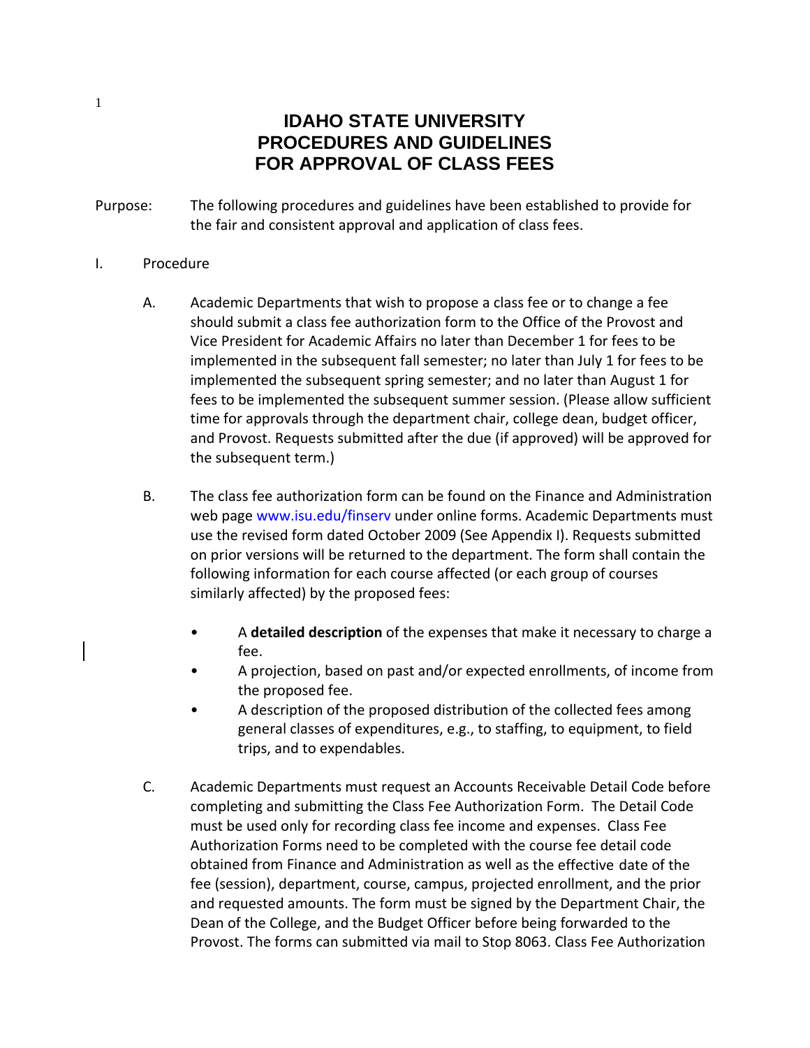# IDAHO STATE UNIVERSITY
# PROCEDURES AND GUIDELINES
# FOR APPROVAL OF CLASS FEES

Purpose: The following procedures and guidelines have been established to provide for the fair and consistent approval and application of class fees.

I. Procedure

A. Academic Departments that wish to propose a class fee or to change a fee should submit a class fee authorization form to the Office of the Provost and Vice President for Academic Affairs no later than December 1 for fees to be implemented in the subsequent fall semester; no later than July 1 for fees to be implemented the subsequent spring semester; and no later than August 1 for fees to be implemented the subsequent summer session. (Please allow sufficient time for approvals through the department chair, college dean, budget officer, and Provost. Requests submitted after the due (if approved) will be approved for the subsequent term.)

B. The class fee authorization form can be found on the Finance and Administration web page www.isu.edu/finserv under online forms. Academic Departments must use the revised form dated October 2009 (See Appendix I). Requests submitted on prior versions will be returned to the department. The form shall contain the following information for each course affected (or each group of courses similarly affected) by the proposed fees:

- A **detailed description** of the expenses that make it necessary to charge a fee.
- A projection, based on past and/or expected enrollments, of income from the proposed fee.
- A description of the proposed distribution of the collected fees among general classes of expenditures, e.g., to staffing, to equipment, to field trips, and to expendables.

C. Academic Departments must request an Accounts Receivable Detail Code before completing and submitting the Class Fee Authorization Form. The Detail Code must be used only for recording class fee income and expenses. Class Fee Authorization Forms need to be completed with the course fee detail code obtained from Finance and Administration as well as the effective date of the fee (session), department, course, campus, projected enrollment, and the prior and requested amounts. The form must be signed by the Department Chair, the Dean of the College, and the Budget Officer before being forwarded to the Provost. The forms can submitted via mail to Stop 8063. Class Fee Authorization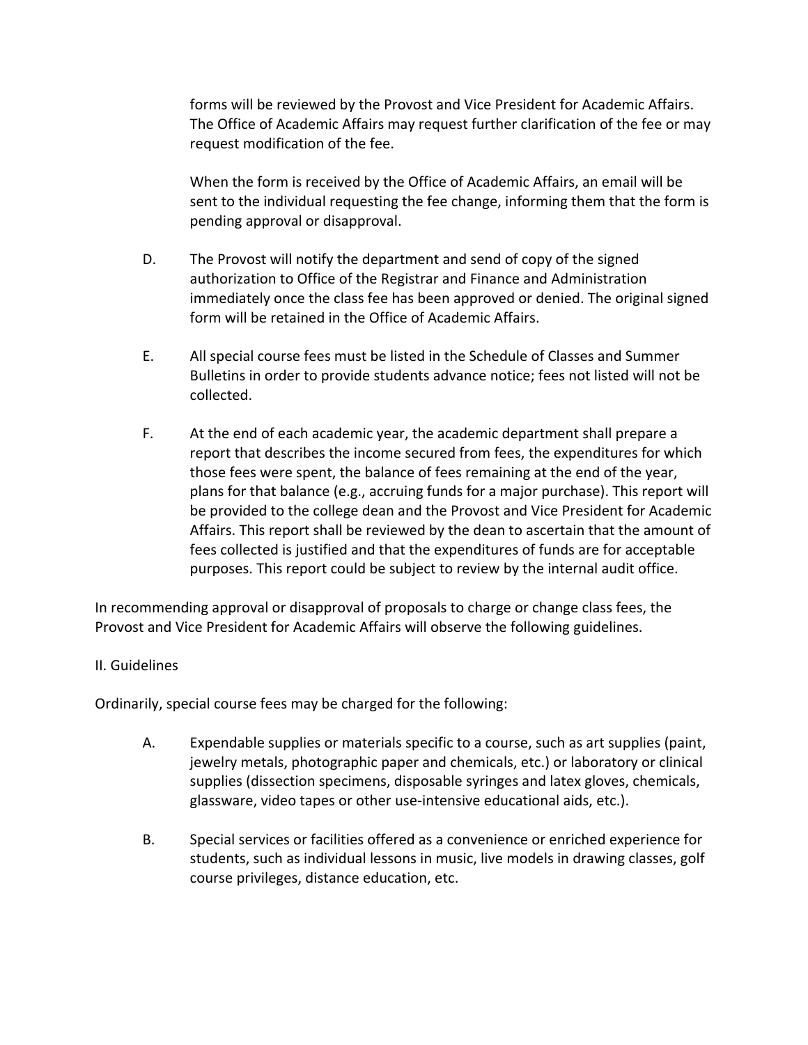forms will be reviewed by the Provost and Vice President for Academic Affairs. The Office of Academic Affairs may request further clarification of the fee or may request modification of the fee.

When the form is received by the Office of Academic Affairs, an email will be sent to the individual requesting the fee change, informing them that the form is pending approval or disapproval.

D. The Provost will notify the department and send of copy of the signed authorization to Office of the Registrar and Finance and Administration immediately once the class fee has been approved or denied. The original signed form will be retained in the Office of Academic Affairs.

E. All special course fees must be listed in the Schedule of Classes and Summer Bulletins in order to provide students advance notice; fees not listed will not be collected.

F. At the end of each academic year, the academic department shall prepare a report that describes the income secured from fees, the expenditures for which those fees were spent, the balance of fees remaining at the end of the year, plans for that balance (e.g., accruing funds for a major purchase). This report will be provided to the college dean and the Provost and Vice President for Academic Affairs. This report shall be reviewed by the dean to ascertain that the amount of fees collected is justified and that the expenditures of funds are for acceptable purposes. This report could be subject to review by the internal audit office.

In recommending approval or disapproval of proposals to charge or change class fees, the Provost and Vice President for Academic Affairs will observe the following guidelines.

## II. Guidelines

Ordinarily, special course fees may be charged for the following:

A. Expendable supplies or materials specific to a course, such as art supplies (paint, jewelry metals, photographic paper and chemicals, etc.) or laboratory or clinical supplies (dissection specimens, disposable syringes and latex gloves, chemicals, glassware, video tapes or other use-intensive educational aids, etc.).

B. Special services or facilities offered as a convenience or enriched experience for students, such as individual lessons in music, live models in drawing classes, golf course privileges, distance education, etc.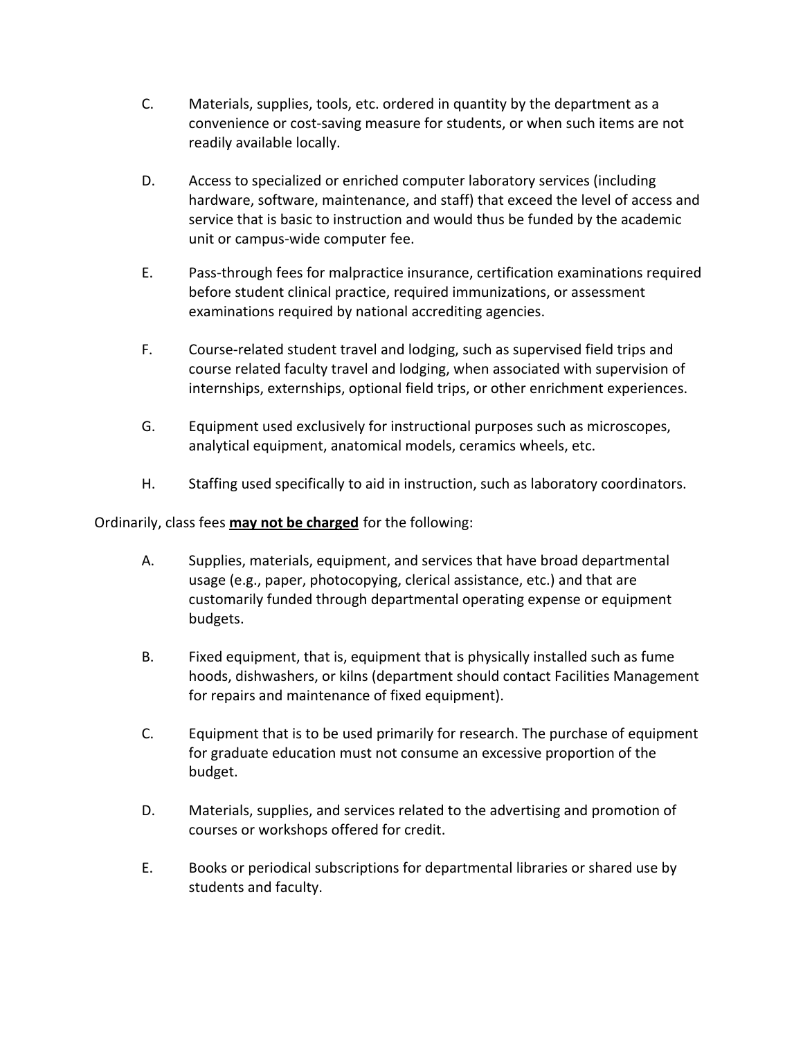C. Materials, supplies, tools, etc. ordered in quantity by the department as a convenience or cost-saving measure for students, or when such items are not readily available locally.

D. Access to specialized or enriched computer laboratory services (including hardware, software, maintenance, and staff) that exceed the level of access and service that is basic to instruction and would thus be funded by the academic unit or campus-wide computer fee.

E. Pass-through fees for malpractice insurance, certification examinations required before student clinical practice, required immunizations, or assessment examinations required by national accrediting agencies.

F. Course-related student travel and lodging, such as supervised field trips and course related faculty travel and lodging, when associated with supervision of internships, externships, optional field trips, or other enrichment experiences.

G. Equipment used exclusively for instructional purposes such as microscopes, analytical equipment, anatomical models, ceramics wheels, etc.

H. Staffing used specifically to aid in instruction, such as laboratory coordinators.

Ordinarily, class fees <u>**may not be charged**</u> for the following:

A. Supplies, materials, equipment, and services that have broad departmental usage (e.g., paper, photocopying, clerical assistance, etc.) and that are customarily funded through departmental operating expense or equipment budgets.

B. Fixed equipment, that is, equipment that is physically installed such as fume hoods, dishwashers, or kilns (department should contact Facilities Management for repairs and maintenance of fixed equipment).

C. Equipment that is to be used primarily for research. The purchase of equipment for graduate education must not consume an excessive proportion of the budget.

D. Materials, supplies, and services related to the advertising and promotion of courses or workshops offered for credit.

E. Books or periodical subscriptions for departmental libraries or shared use by students and faculty.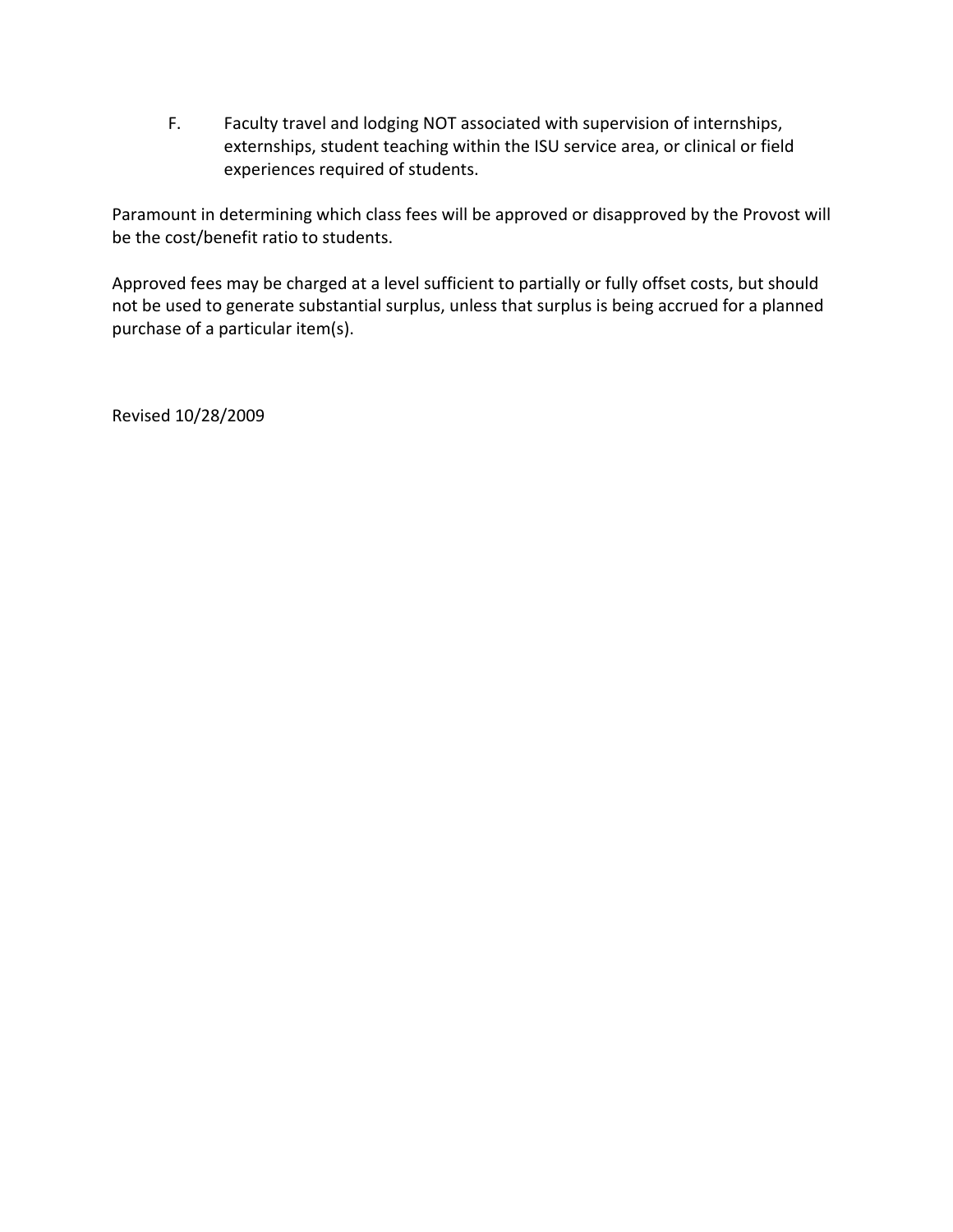F. Faculty travel and lodging NOT associated with supervision of internships, externships, student teaching within the ISU service area, or clinical or field experiences required of students.

Paramount in determining which class fees will be approved or disapproved by the Provost will be the cost/benefit ratio to students.

Approved fees may be charged at a level sufficient to partially or fully offset costs, but should not be used to generate substantial surplus, unless that surplus is being accrued for a planned purchase of a particular item(s).

Revised 10/28/2009